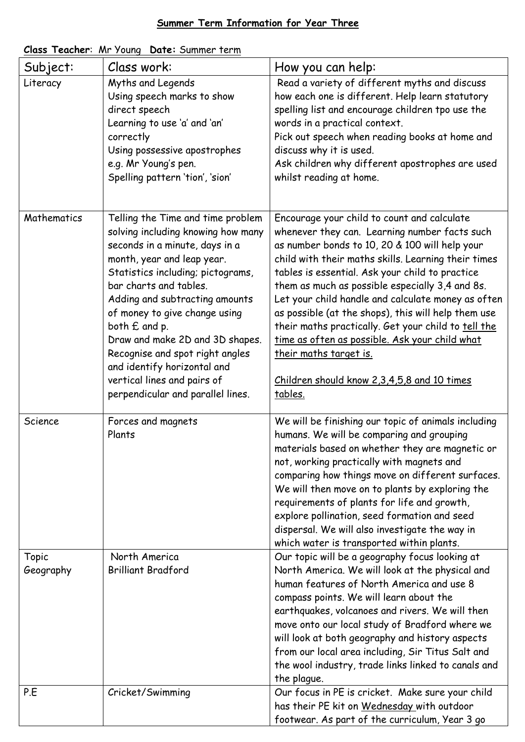**Summer Term Information for Year Three**

**Class Teacher**: Mr Young **Date:** Summer term

| Subject: | Class work: | How you can help: |
|---|---|---|
| Literacy | Myths and Legends<br>Using speech marks to show direct speech<br>Learning to use 'a' and 'an' correctly<br>Using possessive apostrophes e.g. Mr Young's pen.<br>Spelling pattern 'tion', 'sion' | Read a variety of different myths and discuss how each one is different. Help learn statutory spelling list and encourage children tpo use the words in a practical context.<br>Pick out speech when reading books at home and discuss why it is used.<br>Ask children why different apostrophes are used whilst reading at home. |
| Mathematics | Telling the Time and time problem solving including knowing how many seconds in a minute, days in a month, year and leap year.<br>Statistics including; pictograms, bar charts and tables.<br>Adding and subtracting amounts of money to give change using both £ and p.<br>Draw and make 2D and 3D shapes.<br>Recognise and spot right angles and identify horizontal and vertical lines and pairs of perpendicular and parallel lines. | Encourage your child to count and calculate whenever they can. Learning number facts such as number bonds to 10, 20 & 100 will help your child with their maths skills. Learning their times tables is essential. Ask your child to practice them as much as possible especially 3,4 and 8s. Let your child handle and calculate money as often as possible (at the shops), this will help them use their maths practically. Get your child to <u>tell the time as often as possible. Ask your child what their maths target is.</u><br><br><u>Children should know 2,3,4,5,8 and 10 times tables.</u> |
| Science | Forces and magnets<br>Plants | We will be finishing our topic of animals including humans. We will be comparing and grouping materials based on whether they are magnetic or not, working practically with magnets and comparing how things move on different surfaces. We will then move on to plants by exploring the requirements of plants for life and growth, explore pollination, seed formation and seed dispersal. We will also investigate the way in which water is transported within plants. |
| Topic<br>Geography | North America<br>Brilliant Bradford | Our topic will be a geography focus looking at North America. We will look at the physical and human features of North America and use 8 compass points. We will learn about the earthquakes, volcanoes and rivers. We will then move onto our local study of Bradford where we will look at both geography and history aspects from our local area including, Sir Titus Salt and the wool industry, trade links linked to canals and the plague. |
| P.E | Cricket/Swimming | Our focus in PE is cricket. Make sure your child has their PE kit on <u>Wednesday</u> with outdoor footwear. As part of the curriculum, Year 3 go |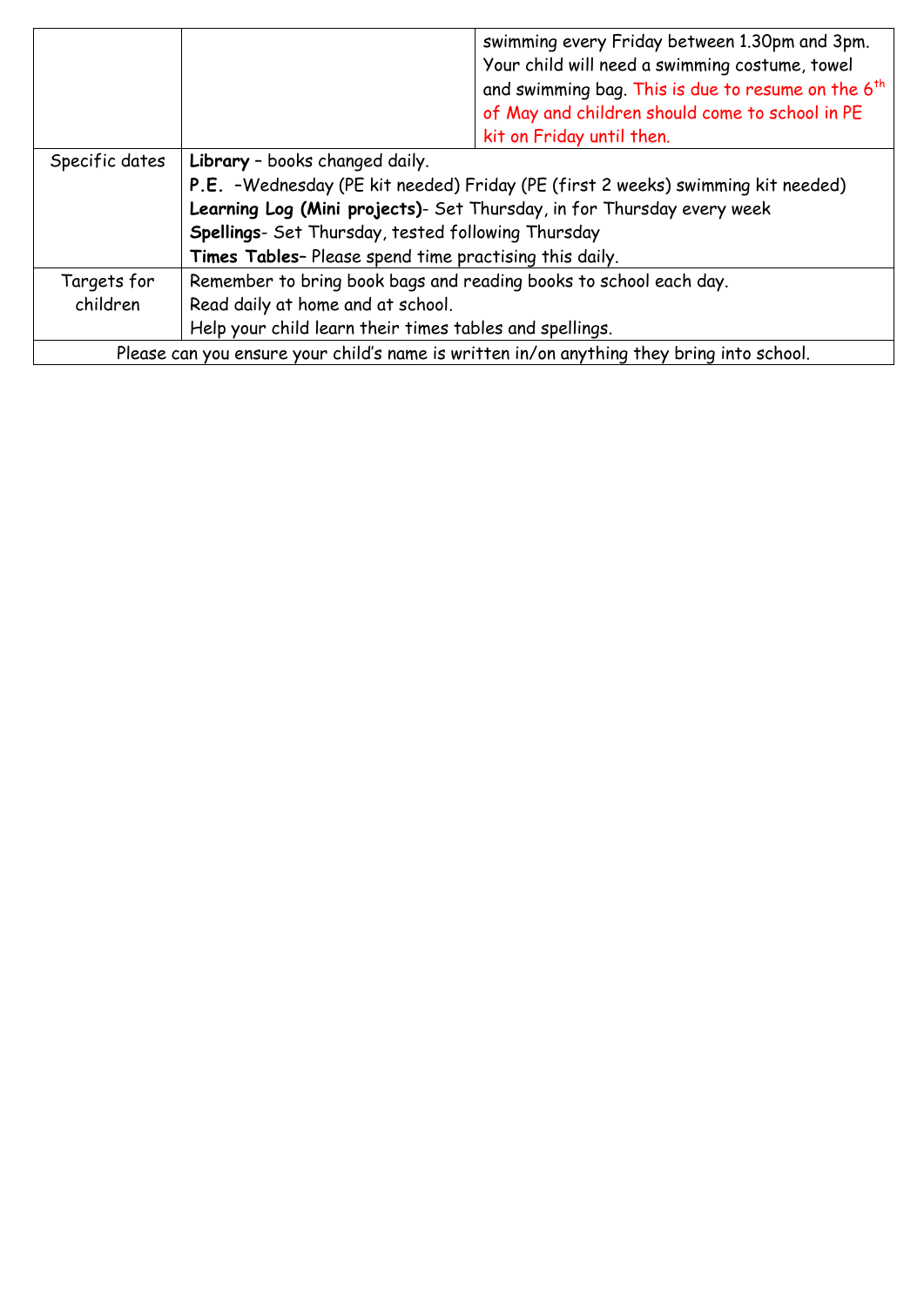| | | |
|---|---|---|
| | | swimming every Friday between 1.30pm and 3pm. Your child will need a swimming costume, towel and swimming bag. This is due to resume on the 6th of May and children should come to school in PE kit on Friday until then. |
| Specific dates | **Library** – books changed daily.<br>**P.E.** –Wednesday (PE kit needed) Friday (PE (first 2 weeks) swimming kit needed)<br>**Learning Log (Mini projects)**- Set Thursday, in for Thursday every week<br>**Spellings**- Set Thursday, tested following Thursday<br>**Times Tables**– Please spend time practising this daily. | |
| Targets for children | Remember to bring book bags and reading books to school each day.<br>Read daily at home and at school.<br>Help your child learn their times tables and spellings. | |
| Please can you ensure your child's name is written in/on anything they bring into school. | | |